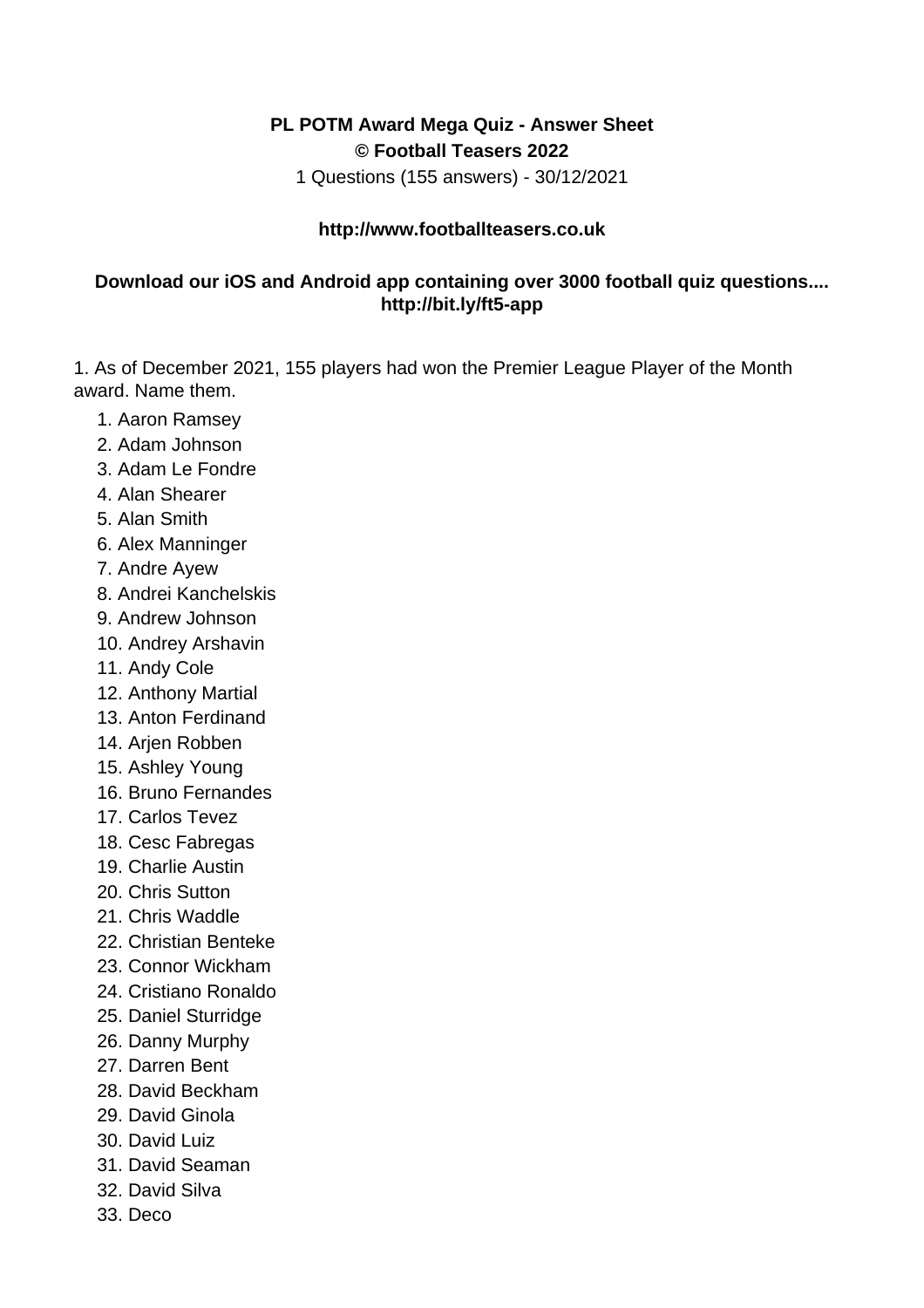**PL POTM Award Mega Quiz - Answer Sheet**
**© Football Teasers 2022**

1 Questions (155 answers) - 30/12/2021

**http://www.footballteasers.co.uk**

**Download our iOS and Android app containing over 3000 football quiz questions.... http://bit.ly/ft5-app**

1. As of December 2021, 155 players had won the Premier League Player of the Month award. Name them.

1. Aaron Ramsey
2. Adam Johnson
3. Adam Le Fondre
4. Alan Shearer
5. Alan Smith
6. Alex Manninger
7. Andre Ayew
8. Andrei Kanchelskis
9. Andrew Johnson
10. Andrey Arshavin
11. Andy Cole
12. Anthony Martial
13. Anton Ferdinand
14. Arjen Robben
15. Ashley Young
16. Bruno Fernandes
17. Carlos Tevez
18. Cesc Fabregas
19. Charlie Austin
20. Chris Sutton
21. Chris Waddle
22. Christian Benteke
23. Connor Wickham
24. Cristiano Ronaldo
25. Daniel Sturridge
26. Danny Murphy
27. Darren Bent
28. David Beckham
29. David Ginola
30. David Luiz
31. David Seaman
32. David Silva
33. Deco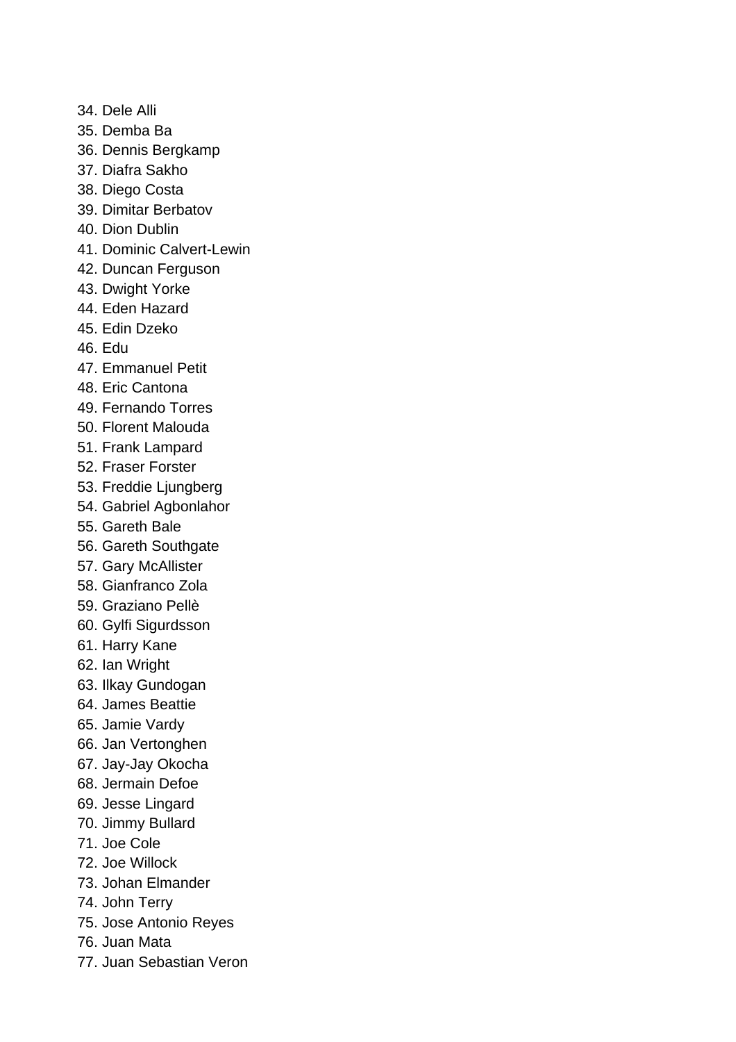34. Dele Alli
35. Demba Ba
36. Dennis Bergkamp
37. Diafra Sakho
38. Diego Costa
39. Dimitar Berbatov
40. Dion Dublin
41. Dominic Calvert-Lewin
42. Duncan Ferguson
43. Dwight Yorke
44. Eden Hazard
45. Edin Dzeko
46. Edu
47. Emmanuel Petit
48. Eric Cantona
49. Fernando Torres
50. Florent Malouda
51. Frank Lampard
52. Fraser Forster
53. Freddie Ljungberg
54. Gabriel Agbonlahor
55. Gareth Bale
56. Gareth Southgate
57. Gary McAllister
58. Gianfranco Zola
59. Graziano Pellè
60. Gylfi Sigurdsson
61. Harry Kane
62. Ian Wright
63. Ilkay Gundogan
64. James Beattie
65. Jamie Vardy
66. Jan Vertonghen
67. Jay-Jay Okocha
68. Jermain Defoe
69. Jesse Lingard
70. Jimmy Bullard
71. Joe Cole
72. Joe Willock
73. Johan Elmander
74. John Terry
75. Jose Antonio Reyes
76. Juan Mata
77. Juan Sebastian Veron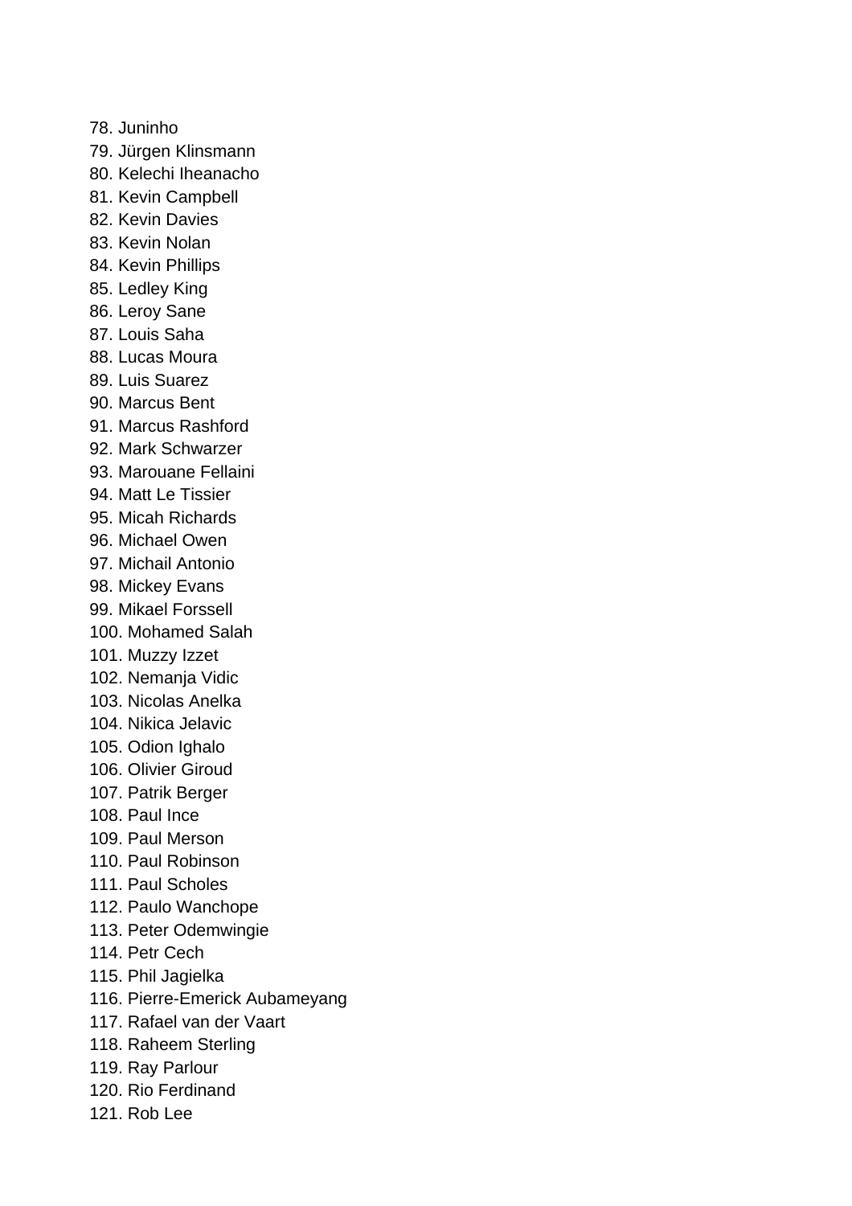78. Juninho
79. Jürgen Klinsmann
80. Kelechi Iheanacho
81. Kevin Campbell
82. Kevin Davies
83. Kevin Nolan
84. Kevin Phillips
85. Ledley King
86. Leroy Sane
87. Louis Saha
88. Lucas Moura
89. Luis Suarez
90. Marcus Bent
91. Marcus Rashford
92. Mark Schwarzer
93. Marouane Fellaini
94. Matt Le Tissier
95. Micah Richards
96. Michael Owen
97. Michail Antonio
98. Mickey Evans
99. Mikael Forssell
100. Mohamed Salah
101. Muzzy Izzet
102. Nemanja Vidic
103. Nicolas Anelka
104. Nikica Jelavic
105. Odion Ighalo
106. Olivier Giroud
107. Patrik Berger
108. Paul Ince
109. Paul Merson
110. Paul Robinson
111. Paul Scholes
112. Paulo Wanchope
113. Peter Odemwingie
114. Petr Cech
115. Phil Jagielka
116. Pierre-Emerick Aubameyang
117. Rafael van der Vaart
118. Raheem Sterling
119. Ray Parlour
120. Rio Ferdinand
121. Rob Lee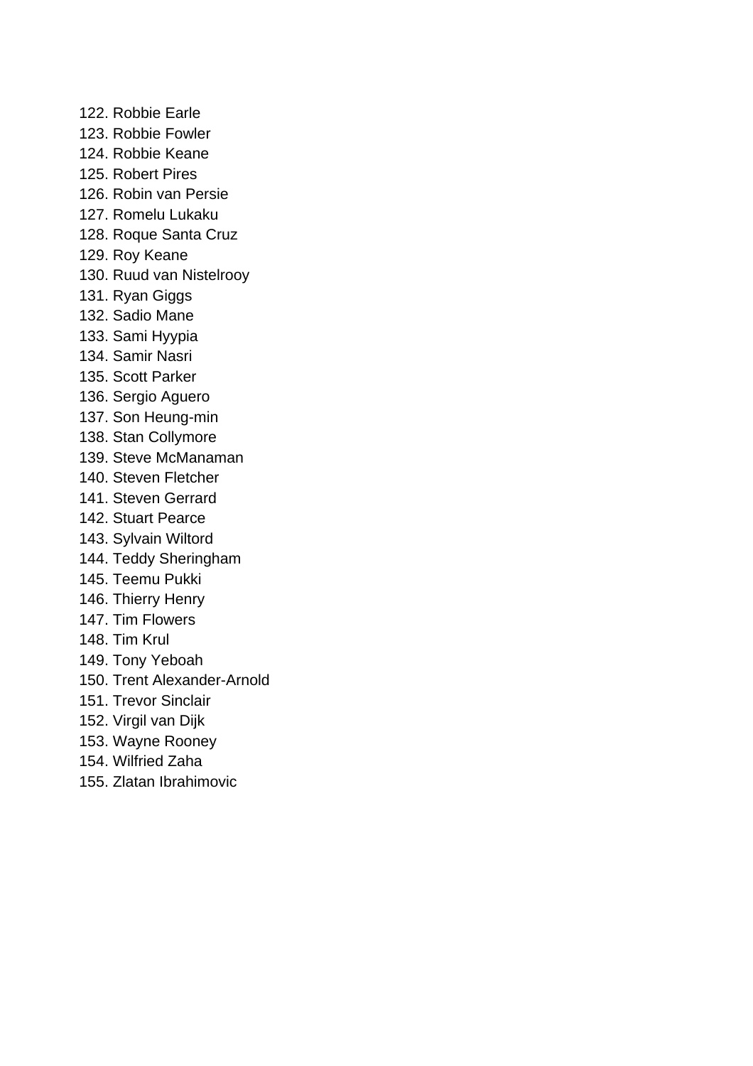122. Robbie Earle
123. Robbie Fowler
124. Robbie Keane
125. Robert Pires
126. Robin van Persie
127. Romelu Lukaku
128. Roque Santa Cruz
129. Roy Keane
130. Ruud van Nistelrooy
131. Ryan Giggs
132. Sadio Mane
133. Sami Hyypia
134. Samir Nasri
135. Scott Parker
136. Sergio Aguero
137. Son Heung-min
138. Stan Collymore
139. Steve McManaman
140. Steven Fletcher
141. Steven Gerrard
142. Stuart Pearce
143. Sylvain Wiltord
144. Teddy Sheringham
145. Teemu Pukki
146. Thierry Henry
147. Tim Flowers
148. Tim Krul
149. Tony Yeboah
150. Trent Alexander-Arnold
151. Trevor Sinclair
152. Virgil van Dijk
153. Wayne Rooney
154. Wilfried Zaha
155. Zlatan Ibrahimovic